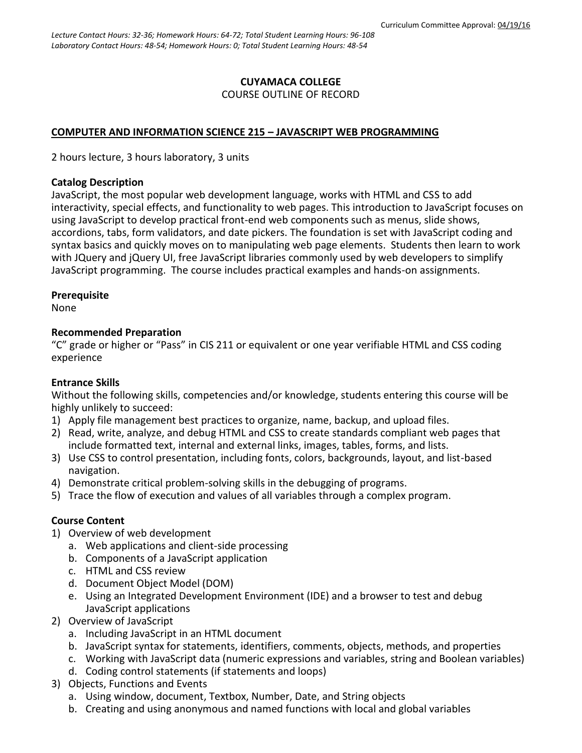Curriculum Committee Approval: 04/19/16

*Lecture Contact Hours: 32-36; Homework Hours: 64-72; Total Student Learning Hours: 96-108*
*Laboratory Contact Hours: 48-54; Homework Hours: 0; Total Student Learning Hours: 48-54*

**CUYAMACA COLLEGE**
COURSE OUTLINE OF RECORD

**COMPUTER AND INFORMATION SCIENCE 215 – JAVASCRIPT WEB PROGRAMMING**

2 hours lecture, 3 hours laboratory, 3 units

**Catalog Description**
JavaScript, the most popular web development language, works with HTML and CSS to add interactivity, special effects, and functionality to web pages. This introduction to JavaScript focuses on using JavaScript to develop practical front-end web components such as menus, slide shows, accordions, tabs, form validators, and date pickers. The foundation is set with JavaScript coding and syntax basics and quickly moves on to manipulating web page elements. Students then learn to work with JQuery and jQuery UI, free JavaScript libraries commonly used by web developers to simplify JavaScript programming. The course includes practical examples and hands-on assignments.

**Prerequisite**
None

**Recommended Preparation**
"C" grade or higher or "Pass" in CIS 211 or equivalent or one year verifiable HTML and CSS coding experience

**Entrance Skills**
Without the following skills, competencies and/or knowledge, students entering this course will be highly unlikely to succeed:
1) Apply file management best practices to organize, name, backup, and upload files.
2) Read, write, analyze, and debug HTML and CSS to create standards compliant web pages that include formatted text, internal and external links, images, tables, forms, and lists.
3) Use CSS to control presentation, including fonts, colors, backgrounds, layout, and list-based navigation.
4) Demonstrate critical problem-solving skills in the debugging of programs.
5) Trace the flow of execution and values of all variables through a complex program.

**Course Content**
1) Overview of web development
   a. Web applications and client-side processing
   b. Components of a JavaScript application
   c. HTML and CSS review
   d. Document Object Model (DOM)
   e. Using an Integrated Development Environment (IDE) and a browser to test and debug JavaScript applications
2) Overview of JavaScript
   a. Including JavaScript in an HTML document
   b. JavaScript syntax for statements, identifiers, comments, objects, methods, and properties
   c. Working with JavaScript data (numeric expressions and variables, string and Boolean variables)
   d. Coding control statements (if statements and loops)
3) Objects, Functions and Events
   a. Using window, document, Textbox, Number, Date, and String objects
   b. Creating and using anonymous and named functions with local and global variables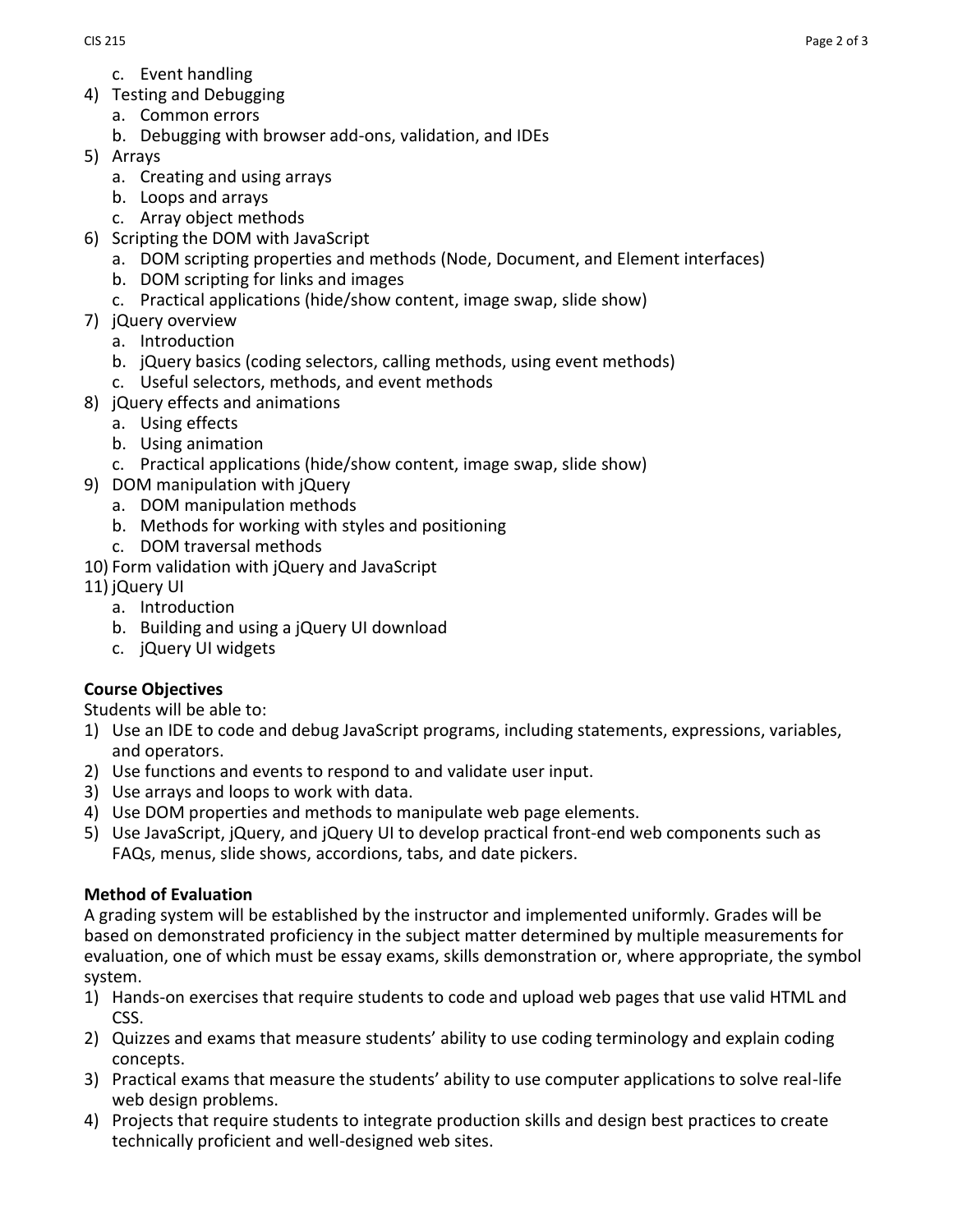c. Event handling
4) Testing and Debugging
   a. Common errors
   b. Debugging with browser add-ons, validation, and IDEs
5) Arrays
   a. Creating and using arrays
   b. Loops and arrays
   c. Array object methods
6) Scripting the DOM with JavaScript
   a. DOM scripting properties and methods (Node, Document, and Element interfaces)
   b. DOM scripting for links and images
   c. Practical applications (hide/show content, image swap, slide show)
7) jQuery overview
   a. Introduction
   b. jQuery basics (coding selectors, calling methods, using event methods)
   c. Useful selectors, methods, and event methods
8) jQuery effects and animations
   a. Using effects
   b. Using animation
   c. Practical applications (hide/show content, image swap, slide show)
9) DOM manipulation with jQuery
   a. DOM manipulation methods
   b. Methods for working with styles and positioning
   c. DOM traversal methods
10) Form validation with jQuery and JavaScript
11) jQuery UI
   a. Introduction
   b. Building and using a jQuery UI download
   c. jQuery UI widgets

**Course Objectives**

Students will be able to:

1) Use an IDE to code and debug JavaScript programs, including statements, expressions, variables, and operators.
2) Use functions and events to respond to and validate user input.
3) Use arrays and loops to work with data.
4) Use DOM properties and methods to manipulate web page elements.
5) Use JavaScript, jQuery, and jQuery UI to develop practical front-end web components such as FAQs, menus, slide shows, accordions, tabs, and date pickers.

**Method of Evaluation**

A grading system will be established by the instructor and implemented uniformly. Grades will be based on demonstrated proficiency in the subject matter determined by multiple measurements for evaluation, one of which must be essay exams, skills demonstration or, where appropriate, the symbol system.

1) Hands-on exercises that require students to code and upload web pages that use valid HTML and CSS.
2) Quizzes and exams that measure students' ability to use coding terminology and explain coding concepts.
3) Practical exams that measure the students' ability to use computer applications to solve real-life web design problems.
4) Projects that require students to integrate production skills and design best practices to create technically proficient and well-designed web sites.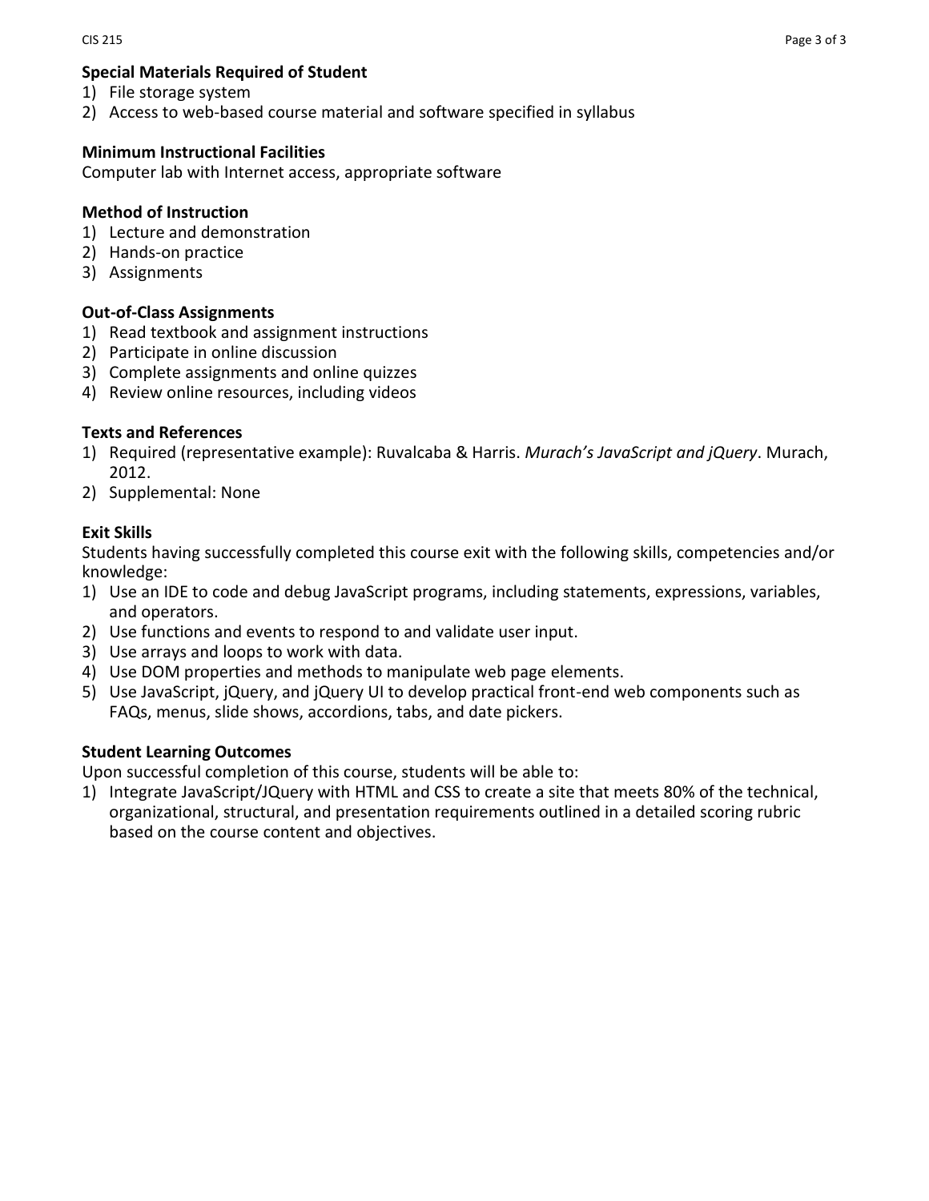**Special Materials Required of Student**
1) File storage system
2) Access to web-based course material and software specified in syllabus

**Minimum Instructional Facilities**
Computer lab with Internet access, appropriate software

**Method of Instruction**
1) Lecture and demonstration
2) Hands-on practice
3) Assignments

**Out-of-Class Assignments**
1) Read textbook and assignment instructions
2) Participate in online discussion
3) Complete assignments and online quizzes
4) Review online resources, including videos

**Texts and References**
1) Required (representative example): Ruvalcaba & Harris. *Murach's JavaScript and jQuery*. Murach, 2012.
2) Supplemental: None

**Exit Skills**
Students having successfully completed this course exit with the following skills, competencies and/or knowledge:
1) Use an IDE to code and debug JavaScript programs, including statements, expressions, variables, and operators.
2) Use functions and events to respond to and validate user input.
3) Use arrays and loops to work with data.
4) Use DOM properties and methods to manipulate web page elements.
5) Use JavaScript, jQuery, and jQuery UI to develop practical front-end web components such as FAQs, menus, slide shows, accordions, tabs, and date pickers.

**Student Learning Outcomes**
Upon successful completion of this course, students will be able to:
1) Integrate JavaScript/JQuery with HTML and CSS to create a site that meets 80% of the technical, organizational, structural, and presentation requirements outlined in a detailed scoring rubric based on the course content and objectives.